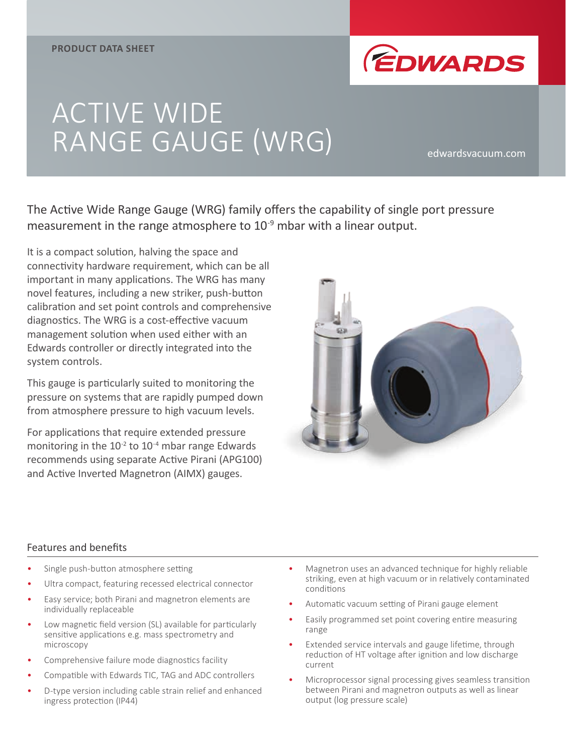PRODUCT DATA SHEET

EDWARDS

# ACTIVE WIDE RANGE GAUGE (WRG)

edwardsvacuum.com

The Active Wide Range Gauge (WRG) family offers the capability of single port pressure measurement in the range atmosphere to $10^{-9}$ mbar with a linear output.

It is a compact solution, halving the space and connectivity hardware requirement, which can be all important in many applications. The WRG has many novel features, including a new striker, push-button calibration and set point controls and comprehensive diagnostics. The WRG is a cost-effective vacuum management solution when used either with an Edwards controller or directly integrated into the system controls.

This gauge is particularly suited to monitoring the pressure on systems that are rapidly pumped down from atmosphere pressure to high vacuum levels.

For applications that require extended pressure monitoring in the $10^{-2}$ to $10^{-4}$ mbar range Edwards recommends using separate Active Pirani (APG100) and Active Inverted Magnetron (AIMX) gauges.

## Features and benefits

- Single push-button atmosphere setting
- Ultra compact, featuring recessed electrical connector
- Easy service; both Pirani and magnetron elements are individually replaceable
- Low magnetic field version (SL) available for particularly sensitive applications e.g. mass spectrometry and microscopy
- Comprehensive failure mode diagnostics facility
- Compatible with Edwards TIC, TAG and ADC controllers
- D-type version including cable strain relief and enhanced ingress protection (IP44)
- Magnetron uses an advanced technique for highly reliable striking, even at high vacuum or in relatively contaminated conditions
- Automatic vacuum setting of Pirani gauge element
- Easily programmed set point covering entire measuring range
- Extended service intervals and gauge lifetime, through reduction of HT voltage after ignition and low discharge current
- Microprocessor signal processing gives seamless transition between Pirani and magnetron outputs as well as linear output (log pressure scale)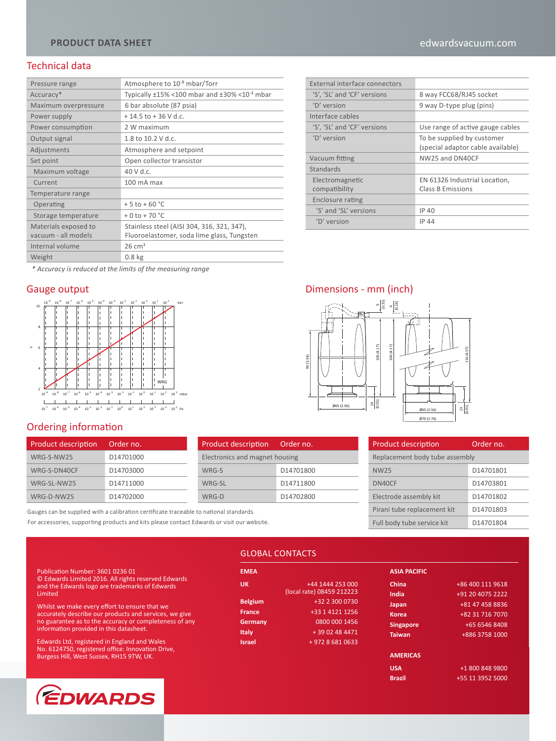## Technical data

| | |
|---|---|
| Pressure range | Atmosphere to $10^{-9}$ mbar/Torr |
| Accuracy* | Typically ±15% <100 mbar and ±30% <$10^{-3}$ mbar |
| Maximum overpressure | 6 bar absolute (87 psia) |
| Power supply | + 14.5 to + 36 V d.c. |
| Power consumption | 2 W maximum |
| Output signal | 1.8 to 10.2 V d.c. |
| Adjustments | Atmosphere and setpoint |
| Set point | Open collector transistor |
| Maximum voltage | 40 V d.c. |
| Current | 100 mA max |
| Temperature range | |
| Operating | + 5 to + 60 °C |
| Storage temperature | + 0 to + 70 °C |
| Materials exposed to vacuum - all models | Stainless steel (AISI 304, 316, 321, 347), Fluoroelastomer, soda lime glass, Tungsten |
| Internal volume | 26 cm³ |
| Weight | 0.8 kg |

*\* Accuracy is reduced at the limits of the measuring range*

| | |
|---|---|
| External interface connectors | |
| 'S', 'SL' and 'CF' versions | 8 way FCC68/RJ45 socket |
| 'D' version | 9 way D-type plug (pins) |
| Interface cables | |
| 'S', 'SL' and 'CF' versions | Use range of active gauge cables |
| 'D' version | To be supplied by customer (special adaptor cable available) |
| Vacuum fitting | NW25 and DN40CF |
| Standards | |
| Electromagnetic compatibility | EN 61326 Industrial Location, Class B Emissions |
| Enclosure rating | |
| 'S' and 'SL' versions | IP 40 |
| 'D' version | IP 44 |

## Gauge output

torr
$10^{-9}$ $10^{-8}$ $10^{-7}$ $10^{-6}$ $10^{-5}$ $10^{-4}$ $10^{-3}$ $10^{-2}$ $10^{-1}$ $10^{0}$ $10^{1}$ $10^{2}$
V
10
8
6
4
2
WRG
mbar
$10^{-9}$ $10^{-8}$ $10^{-7}$ $10^{-6}$ $10^{-5}$ $10^{-4}$ $10^{-3}$ $10^{-2}$ $10^{-1}$ $10^{0}$ $10^{1}$ $10^{2}$ $10^{3}$
Pa
$10^{-7}$ $10^{-6}$ $10^{-5}$ $10^{-4}$ $10^{-3}$ $10^{-2}$ $10^{-1}$ $10^{0}$ $10^{1}$ $10^{2}$ $10^{3}$ $10^{4}$ $10^{5}$

## Dimensions - mm (inch)

9 (0.35)
6 (0.24)
90 (3.54)
106 (4.17)
106 (4.17)
116 (4.57)
Ø65 (2.56)
14 (0.55)
Ø65 (2.56)
Ø70 (2.76)
23 (0.91)

## Ordering information

| Product description | Order no. |
|---|---|
| WRG-S-NW25 | D14701000 |
| WRG-S-DN40CF | D14703000 |
| WRG-SL-NW25 | D14711000 |
| WRG-D-NW25 | D14702000 |

| Product description | Order no. |
|---|---|
| Electronics and magnet housing | |
| WRG-S | D14701800 |
| WRG-SL | D14711800 |
| WRG-D | D14702800 |

| Product description | Order no. |
|---|---|
| Replacement body tube assembly | |
| NW25 | D14701801 |
| DN40CF | D14703801 |
| Electrode assembly kit | D14701802 |
| Pirani tube replacement kit | D14701803 |
| Full body tube service kit | D14701804 |

Gauges can be supplied with a calibration certificate traceable to national standards.

For accessories, supporting products and kits please contact Edwards or visit our website.

Publication Number: 3601 0236 01
© Edwards Limited 2016. All rights reserved Edwards and the Edwards logo are trademarks of Edwards Limited

Whilst we make every effort to ensure that we accurately describe our products and services, we give no guarantee as to the accuracy or completeness of any information provided in this datasheet.

Edwards Ltd, registered in England and Wales No. 6124750, registered office: Innovation Drive, Burgess Hill, West Sussex, RH15 9TW, UK.

## GLOBAL CONTACTS

**EMEA**

| | |
|---|---|
| **UK** | +44 1444 253 000 (local rate) 08459 212223 |
| **Belgium** | +32 2 300 0730 |
| **France** | +33 1 4121 1256 |
| **Germany** | 0800 000 1456 |
| **Italy** | + 39 02 48 4471 |
| **Israel** | + 972 8 681 0633 |

**ASIA PACIFIC**

| | |
|---|---|
| **China** | +86 400 111 9618 |
| **India** | +91 20 4075 2222 |
| **Japan** | +81 47 458 8836 |
| **Korea** | +82 31 716 7070 |
| **Singapore** | +65 6546 8408 |
| **Taiwan** | +886 3758 1000 |

**AMERICAS**

| | |
|---|---|
| **USA** | +1 800 848 9800 |
| **Brazil** | +55 11 3952 5000 |

EDWARDS